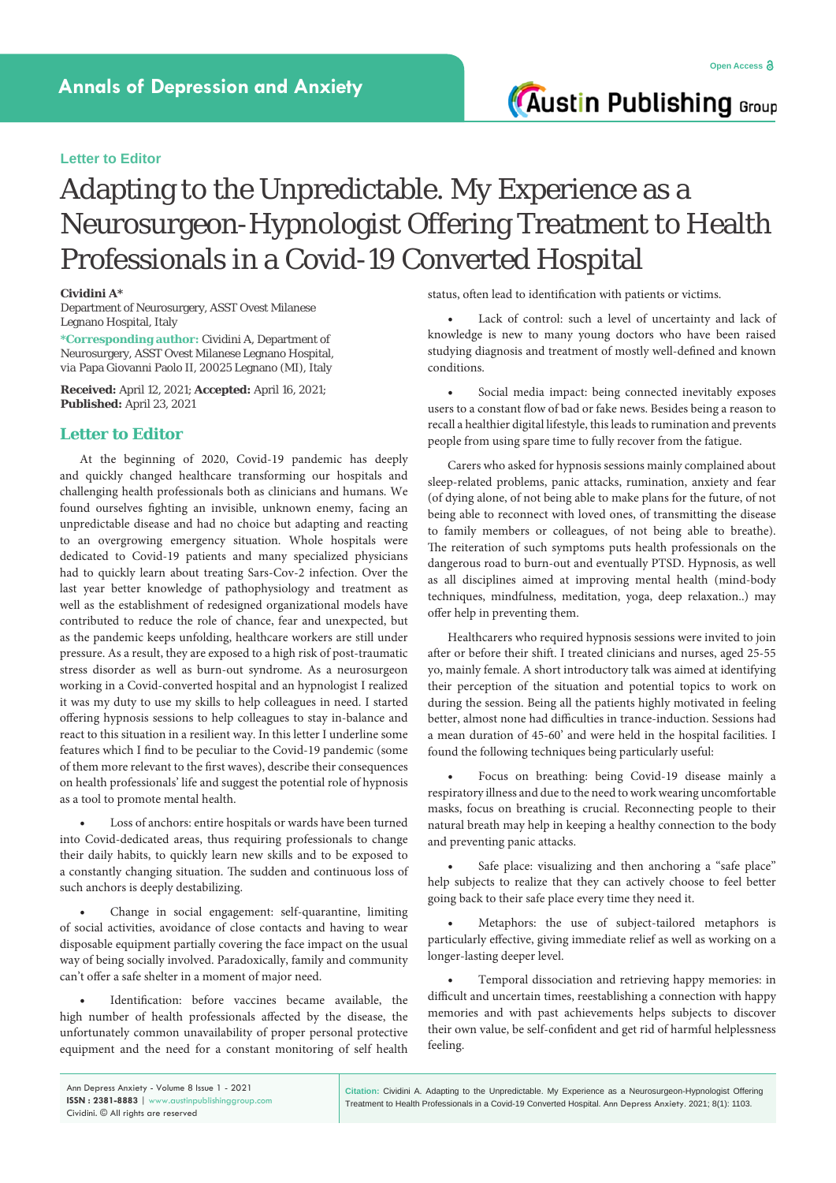Letter to Editor

# Adapting to the Unpredictable. My Experience as a Neurosurgeon-Hypnologist Offering Treatment to Health Professionals in a Covid-19 Converted Hospital

**Cividini A***

Department of Neurosurgery, ASST Ovest Milanese Legnano Hospital, Italy

***Corresponding author:** Cividini A, Department of Neurosurgery, ASST Ovest Milanese Legnano Hospital, via Papa Giovanni Paolo II, 20025 Legnano (MI), Italy

**Received:** April 12, 2021; **Accepted:** April 16, 2021; **Published:** April 23, 2021

## Letter to Editor

At the beginning of 2020, Covid-19 pandemic has deeply and quickly changed healthcare transforming our hospitals and challenging health professionals both as clinicians and humans. We found ourselves fighting an invisible, unknown enemy, facing an unpredictable disease and had no choice but adapting and reacting to an overgrowing emergency situation. Whole hospitals were dedicated to Covid-19 patients and many specialized physicians had to quickly learn about treating Sars-Cov-2 infection. Over the last year better knowledge of pathophysiology and treatment as well as the establishment of redesigned organizational models have contributed to reduce the role of chance, fear and unexpected, but as the pandemic keeps unfolding, healthcare workers are still under pressure. As a result, they are exposed to a high risk of post-traumatic stress disorder as well as burn-out syndrome. As a neurosurgeon working in a Covid-converted hospital and an hypnologist I realized it was my duty to use my skills to help colleagues in need. I started offering hypnosis sessions to help colleagues to stay in-balance and react to this situation in a resilient way. In this letter I underline some features which I find to be peculiar to the Covid-19 pandemic (some of them more relevant to the first waves), describe their consequences on health professionals' life and suggest the potential role of hypnosis as a tool to promote mental health.

- Loss of anchors: entire hospitals or wards have been turned into Covid-dedicated areas, thus requiring professionals to change their daily habits, to quickly learn new skills and to be exposed to a constantly changing situation. The sudden and continuous loss of such anchors is deeply destabilizing.

- Change in social engagement: self-quarantine, limiting of social activities, avoidance of close contacts and having to wear disposable equipment partially covering the face impact on the usual way of being socially involved. Paradoxically, family and community can't offer a safe shelter in a moment of major need.

- Identification: before vaccines became available, the high number of health professionals affected by the disease, the unfortunately common unavailability of proper personal protective equipment and the need for a constant monitoring of self health status, often lead to identification with patients or victims.

- Lack of control: such a level of uncertainty and lack of knowledge is new to many young doctors who have been raised studying diagnosis and treatment of mostly well-defined and known conditions.

- Social media impact: being connected inevitably exposes users to a constant flow of bad or fake news. Besides being a reason to recall a healthier digital lifestyle, this leads to rumination and prevents people from using spare time to fully recover from the fatigue.

Carers who asked for hypnosis sessions mainly complained about sleep-related problems, panic attacks, rumination, anxiety and fear (of dying alone, of not being able to make plans for the future, of not being able to reconnect with loved ones, of transmitting the disease to family members or colleagues, of not being able to breathe). The reiteration of such symptoms puts health professionals on the dangerous road to burn-out and eventually PTSD. Hypnosis, as well as all disciplines aimed at improving mental health (mind-body techniques, mindfulness, meditation, yoga, deep relaxation..) may offer help in preventing them.

Healthcarers who required hypnosis sessions were invited to join after or before their shift. I treated clinicians and nurses, aged 25-55 yo, mainly female. A short introductory talk was aimed at identifying their perception of the situation and potential topics to work on during the session. Being all the patients highly motivated in feeling better, almost none had difficulties in trance-induction. Sessions had a mean duration of 45-60' and were held in the hospital facilities. I found the following techniques being particularly useful:

- Focus on breathing: being Covid-19 disease mainly a respiratory illness and due to the need to work wearing uncomfortable masks, focus on breathing is crucial. Reconnecting people to their natural breath may help in keeping a healthy connection to the body and preventing panic attacks.

- Safe place: visualizing and then anchoring a "safe place" help subjects to realize that they can actively choose to feel better going back to their safe place every time they need it.

- Metaphors: the use of subject-tailored metaphors is particularly effective, giving immediate relief as well as working on a longer-lasting deeper level.

- Temporal dissociation and retrieving happy memories: in difficult and uncertain times, reestablishing a connection with happy memories and with past achievements helps subjects to discover their own value, be self-confident and get rid of harmful helplessness feeling.

**Citation:** Cividini A. Adapting to the Unpredictable. My Experience as a Neurosurgeon-Hypnologist Offering Treatment to Health Professionals in a Covid-19 Converted Hospital. Ann Depress Anxiety. 2021; 8(1): 1103.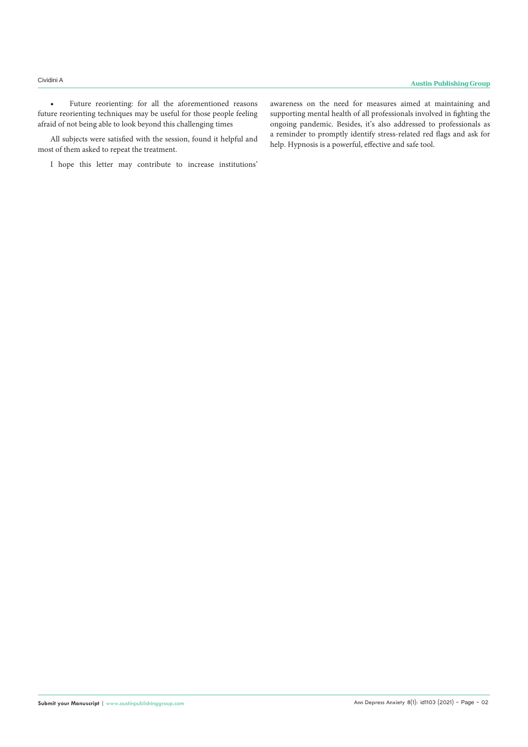- Future reorienting: for all the aforementioned reasons future reorienting techniques may be useful for those people feeling afraid of not being able to look beyond this challenging times

All subjects were satisfied with the session, found it helpful and most of them asked to repeat the treatment.

I hope this letter may contribute to increase institutions' awareness on the need for measures aimed at maintaining and supporting mental health of all professionals involved in fighting the ongoing pandemic. Besides, it's also addressed to professionals as a reminder to promptly identify stress-related red flags and ask for help. Hypnosis is a powerful, effective and safe tool.